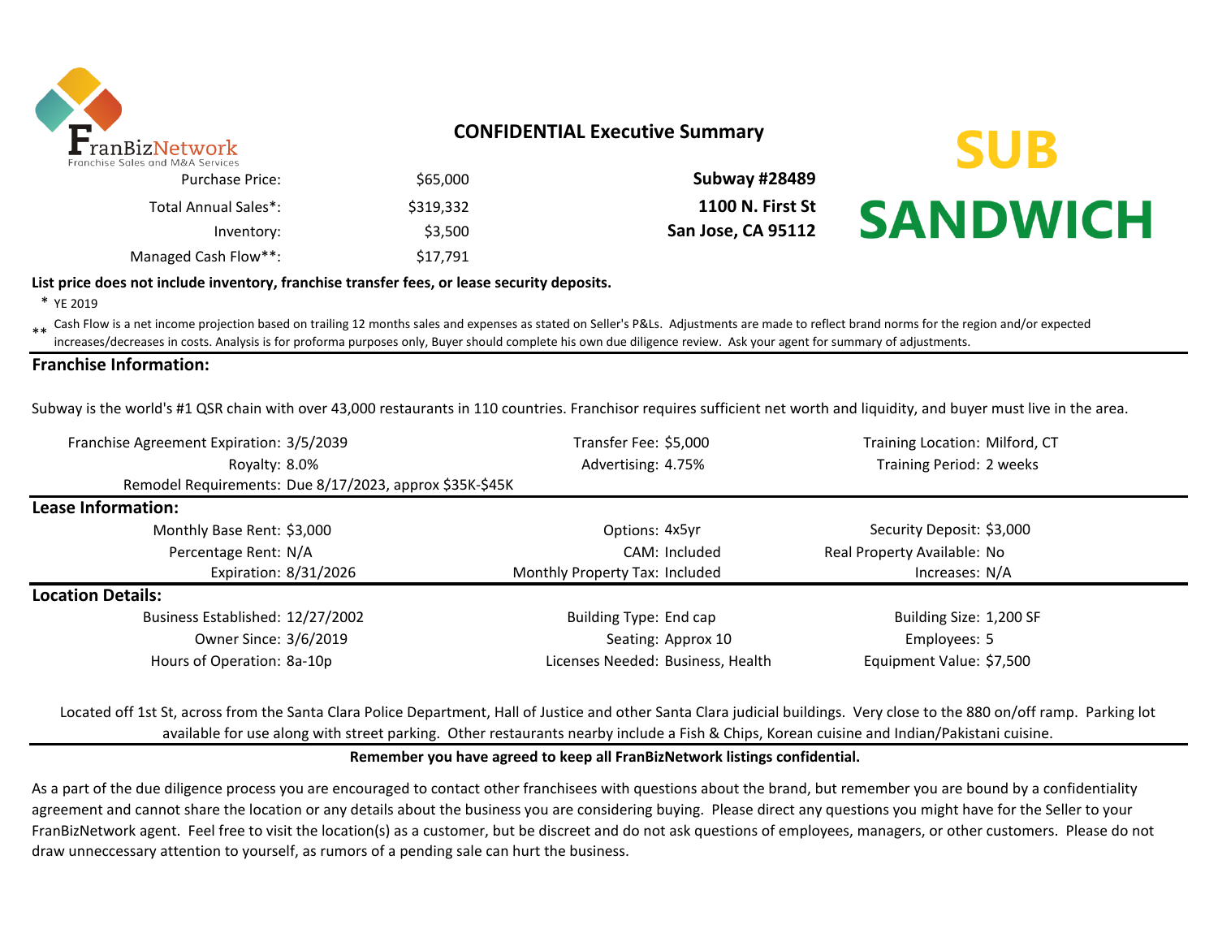FranBizNetwork
Franchise Sales and M&A Services

## CONFIDENTIAL Executive Summary

# SUB SANDWICH

| | | |
|---|---|---|
| Purchase Price: | $65,000 | **Subway #28489** |
| Total Annual Sales*: | $319,332 | **1100 N. First St** |
| Inventory: | $3,500 | **San Jose, CA 95112** |
| Managed Cash Flow**: | $17,791 | |

**List price does not include inventory, franchise transfer fees, or lease security deposits.**

\* YE 2019

** Cash Flow is a net income projection based on trailing 12 months sales and expenses as stated on Seller's P&Ls. Adjustments are made to reflect brand norms for the region and/or expected increases/decreases in costs. Analysis is for proforma purposes only, Buyer should complete his own due diligence review. Ask your agent for summary of adjustments.

## Franchise Information:

Subway is the world's #1 QSR chain with over 43,000 restaurants in 110 countries. Franchisor requires sufficient net worth and liquidity, and buyer must live in the area.

| | | | | | |
|---|---|---|---|---|---|
| Franchise Agreement Expiration: | 3/5/2039 | Transfer Fee: | $5,000 | Training Location: | Milford, CT |
| Royalty: | 8.0% | Advertising: | 4.75% | Training Period: | 2 weeks |
| Remodel Requirements: | Due 8/17/2023, approx $35K-$45K | | | | |

## Lease Information:

| | | | | | |
|---|---|---|---|---|---|
| Monthly Base Rent: | $3,000 | Options: | 4x5yr | Security Deposit: | $3,000 |
| Percentage Rent: | N/A | CAM: | Included | Real Property Available: | No |
| Expiration: | 8/31/2026 | Monthly Property Tax: | Included | Increases: | N/A |

## Location Details:

| | | | | | |
|---|---|---|---|---|---|
| Business Established: | 12/27/2002 | Building Type: | End cap | Building Size: | 1,200 SF |
| Owner Since: | 3/6/2019 | Seating: | Approx 10 | Employees: | 5 |
| Hours of Operation: | 8a-10p | Licenses Needed: | Business, Health | Equipment Value: | $7,500 |

Located off 1st St, across from the Santa Clara Police Department, Hall of Justice and other Santa Clara judicial buildings. Very close to the 880 on/off ramp. Parking lot available for use along with street parking. Other restaurants nearby include a Fish & Chips, Korean cuisine and Indian/Pakistani cuisine.

**Remember you have agreed to keep all FranBizNetwork listings confidential.**

As a part of the due diligence process you are encouraged to contact other franchisees with questions about the brand, but remember you are bound by a confidentiality agreement and cannot share the location or any details about the business you are considering buying. Please direct any questions you might have for the Seller to your FranBizNetwork agent. Feel free to visit the location(s) as a customer, but be discreet and do not ask questions of employees, managers, or other customers. Please do not draw unneccessary attention to yourself, as rumors of a pending sale can hurt the business.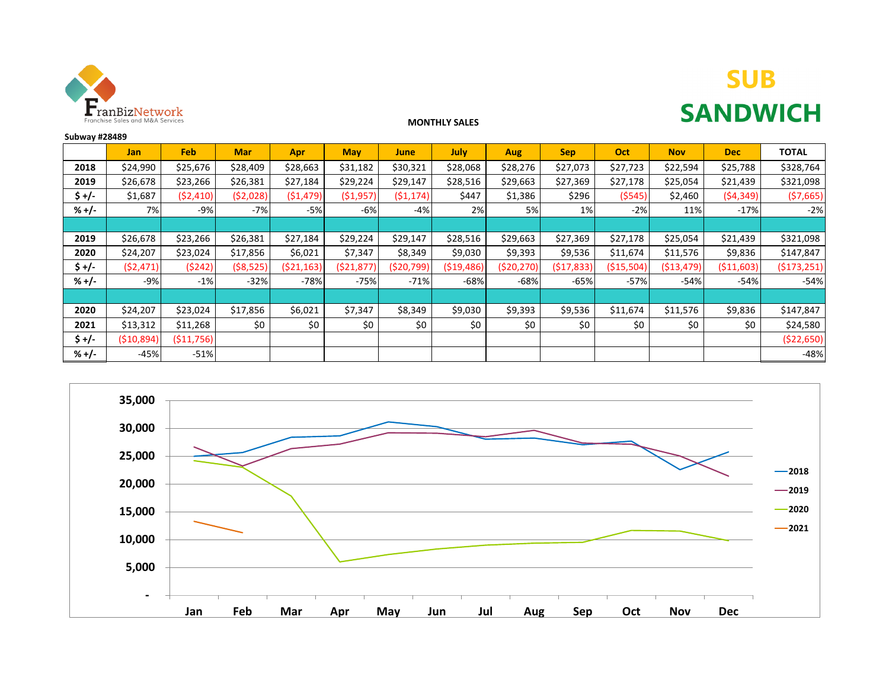FranBizNetwork
Franchise Sales and M&A Services

**MONTHLY SALES**

# SUB SANDWICH

**Subway #28489**

| | Jan | Feb | Mar | Apr | May | June | July | Aug | Sep | Oct | Nov | Dec | TOTAL |
|---|---|---|---|---|---|---|---|---|---|---|---|---|---|
| **2018** | $24,990 | $25,676 | $28,409 | $28,663 | $31,182 | $30,321 | $28,068 | $28,276 | $27,073 | $27,723 | $22,594 | $25,788 | $328,764 |
| **2019** | $26,678 | $23,266 | $26,381 | $27,184 | $29,224 | $29,147 | $28,516 | $29,663 | $27,369 | $27,178 | $25,054 | $21,439 | $321,098 |
| **$ +/-** | $1,687 | ($2,410) | ($2,028) | ($1,479) | ($1,957) | ($1,174) | $447 | $1,386 | $296 | ($545) | $2,460 | ($4,349) | ($7,665) |
| **% +/-** | 7% | -9% | -7% | -5% | -6% | -4% | 2% | 5% | 1% | -2% | 11% | -17% | -2% |
| | | | | | | | | | | | | | |
| **2019** | $26,678 | $23,266 | $26,381 | $27,184 | $29,224 | $29,147 | $28,516 | $29,663 | $27,369 | $27,178 | $25,054 | $21,439 | $321,098 |
| **2020** | $24,207 | $23,024 | $17,856 | $6,021 | $7,347 | $8,349 | $9,030 | $9,393 | $9,536 | $11,674 | $11,576 | $9,836 | $147,847 |
| **$ +/-** | ($2,471) | ($242) | ($8,525) | ($21,163) | ($21,877) | ($20,799) | ($19,486) | ($20,270) | ($17,833) | ($15,504) | ($13,479) | ($11,603) | ($173,251) |
| **% +/-** | -9% | -1% | -32% | -78% | -75% | -71% | -68% | -68% | -65% | -57% | -54% | -54% | -54% |
| | | | | | | | | | | | | | |
| **2020** | $24,207 | $23,024 | $17,856 | $6,021 | $7,347 | $8,349 | $9,030 | $9,393 | $9,536 | $11,674 | $11,576 | $9,836 | $147,847 |
| **2021** | $13,312 | $11,268 | $0 | $0 | $0 | $0 | $0 | $0 | $0 | $0 | $0 | $0 | $24,580 |
| **$ +/-** | ($10,894) | ($11,756) | | | | | | | | | | | ($22,650) |
| **% +/-** | -45% | -51% | | | | | | | | | | | -48% |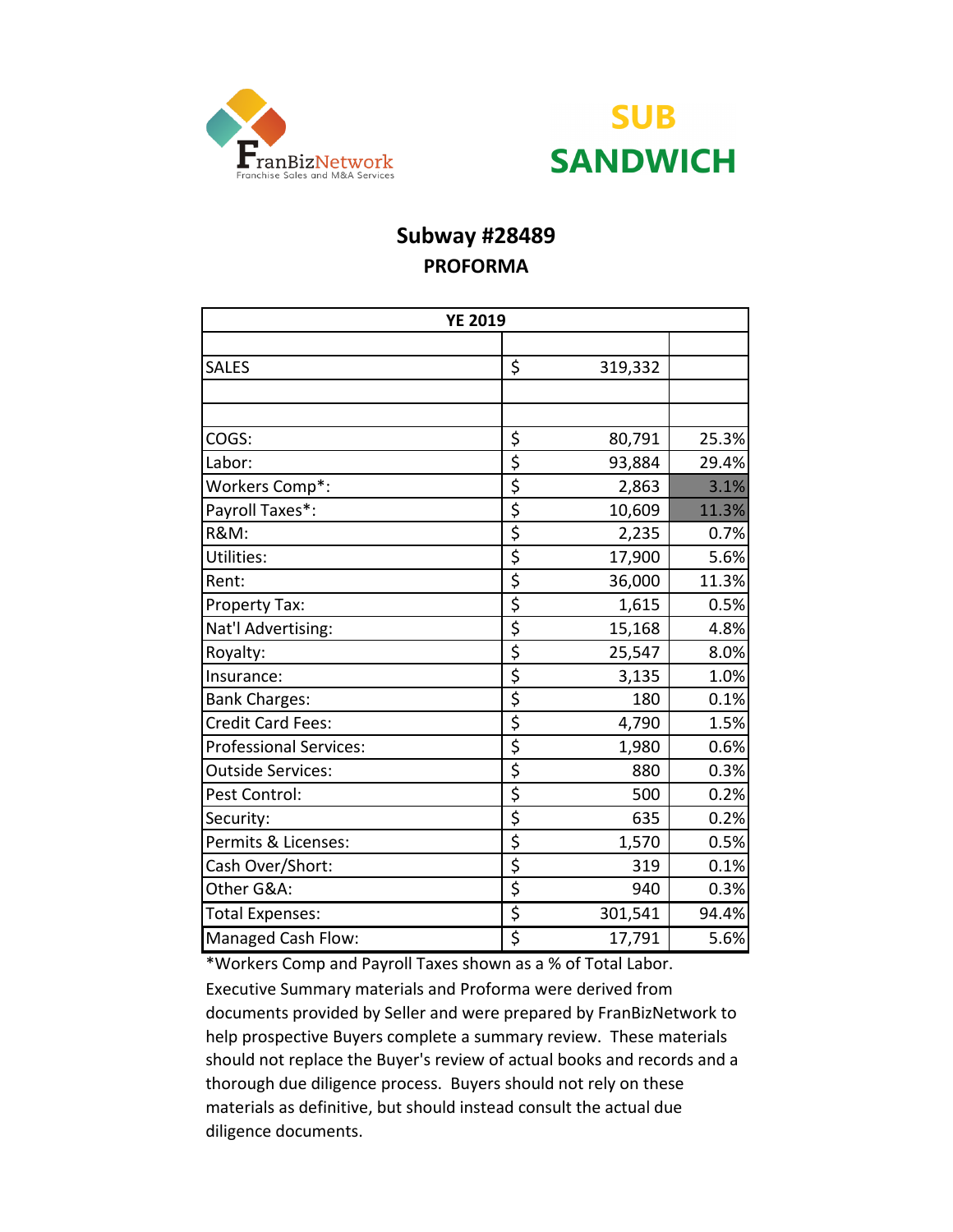FranBizNetwork
Franchise Sales and M&A Services

SUB SANDWICH

# Subway #28489

## PROFORMA

| YE 2019 | | |
|---|---|---|
| | | |
| SALES | $ 319,332 | |
| | | |
| | | |
| COGS: | $ 80,791 | 25.3% |
| Labor: | $ 93,884 | 29.4% |
| Workers Comp*: | $ 2,863 | 3.1% |
| Payroll Taxes*: | $ 10,609 | 11.3% |
| R&M: | $ 2,235 | 0.7% |
| Utilities: | $ 17,900 | 5.6% |
| Rent: | $ 36,000 | 11.3% |
| Property Tax: | $ 1,615 | 0.5% |
| Nat'l Advertising: | $ 15,168 | 4.8% |
| Royalty: | $ 25,547 | 8.0% |
| Insurance: | $ 3,135 | 1.0% |
| Bank Charges: | $ 180 | 0.1% |
| Credit Card Fees: | $ 4,790 | 1.5% |
| Professional Services: | $ 1,980 | 0.6% |
| Outside Services: | $ 880 | 0.3% |
| Pest Control: | $ 500 | 0.2% |
| Security: | $ 635 | 0.2% |
| Permits & Licenses: | $ 1,570 | 0.5% |
| Cash Over/Short: | $ 319 | 0.1% |
| Other G&A: | $ 940 | 0.3% |
| Total Expenses: | $ 301,541 | 94.4% |
| Managed Cash Flow: | $ 17,791 | 5.6% |

*Workers Comp and Payroll Taxes shown as a % of Total Labor.

Executive Summary materials and Proforma were derived from documents provided by Seller and were prepared by FranBizNetwork to help prospective Buyers complete a summary review. These materials should not replace the Buyer's review of actual books and records and a thorough due diligence process. Buyers should not rely on these materials as definitive, but should instead consult the actual due diligence documents.